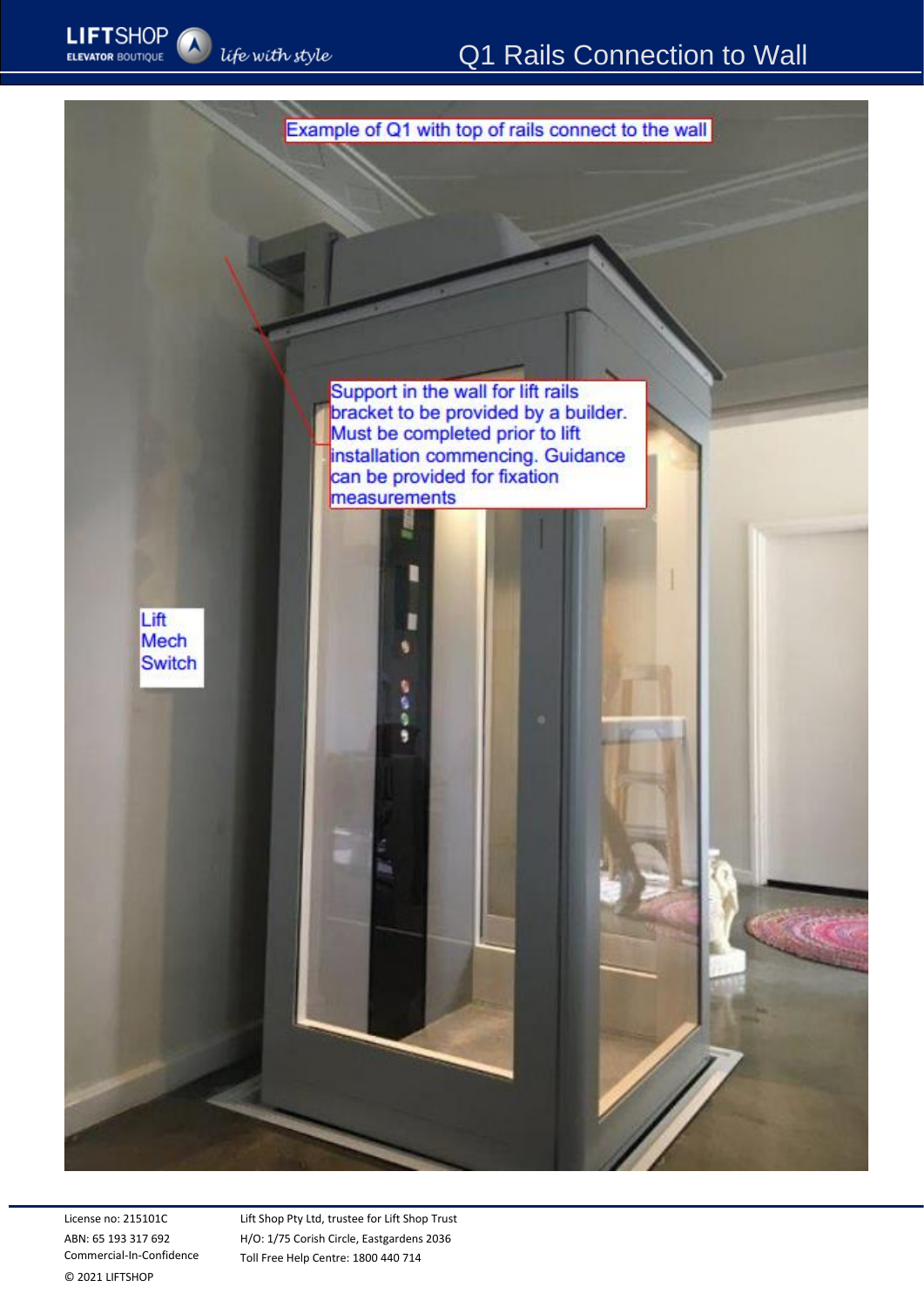# Q1 Rails Connection to Wall

Example of Q1 with top of rails connect to the wall

Support in the wall for lift rails bracket to be provided by a builder. Must be completed prior to lift installation commencing. Guidance can be provided for fixation measurements

Lift Mech Switch

License no: 215101C
ABN: 65 193 317 692
Commercial-In-Confidence
© 2021 LIFTSHOP

Lift Shop Pty Ltd, trustee for Lift Shop Trust
H/O: 1/75 Corish Circle, Eastgardens 2036
Toll Free Help Centre: 1800 440 714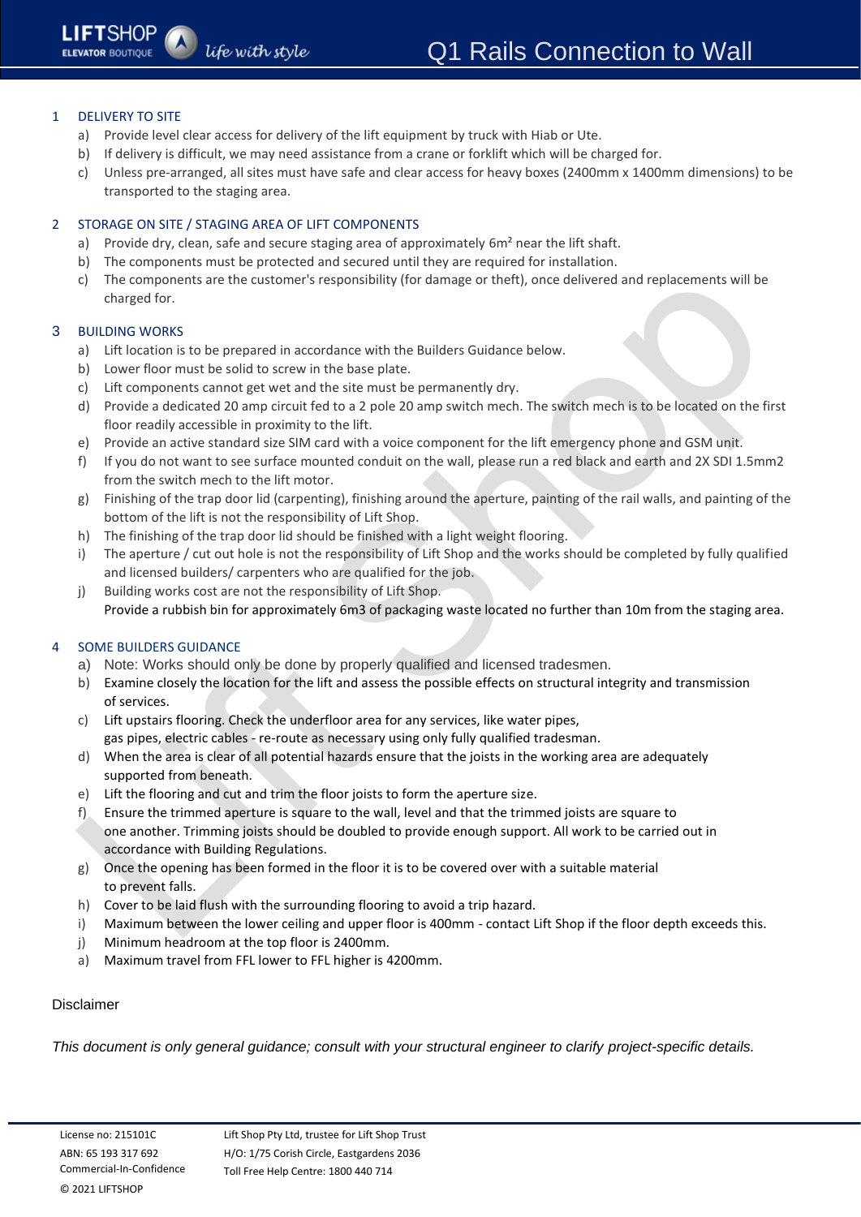# Q1 Rails Connection to Wall

## 1 DELIVERY TO SITE

a) Provide level clear access for delivery of the lift equipment by truck with Hiab or Ute.
b) If delivery is difficult, we may need assistance from a crane or forklift which will be charged for.
c) Unless pre-arranged, all sites must have safe and clear access for heavy boxes (2400mm x 1400mm dimensions) to be transported to the staging area.

## 2 STORAGE ON SITE / STAGING AREA OF LIFT COMPONENTS

a) Provide dry, clean, safe and secure staging area of approximately 6m² near the lift shaft.
b) The components must be protected and secured until they are required for installation.
c) The components are the customer's responsibility (for damage or theft), once delivered and replacements will be charged for.

## 3 BUILDING WORKS

a) Lift location is to be prepared in accordance with the Builders Guidance below.
b) Lower floor must be solid to screw in the base plate.
c) Lift components cannot get wet and the site must be permanently dry.
d) Provide a dedicated 20 amp circuit fed to a 2 pole 20 amp switch mech. The switch mech is to be located on the first floor readily accessible in proximity to the lift.
e) Provide an active standard size SIM card with a voice component for the lift emergency phone and GSM unit.
f) If you do not want to see surface mounted conduit on the wall, please run a red black and earth and 2X SDI 1.5mm2 from the switch mech to the lift motor.
g) Finishing of the trap door lid (carpenting), finishing around the aperture, painting of the rail walls, and painting of the bottom of the lift is not the responsibility of Lift Shop.
h) The finishing of the trap door lid should be finished with a light weight flooring.
i) The aperture / cut out hole is not the responsibility of Lift Shop and the works should be completed by fully qualified and licensed builders/ carpenters who are qualified for the job.
j) Building works cost are not the responsibility of Lift Shop.
Provide a rubbish bin for approximately 6m3 of packaging waste located no further than 10m from the staging area.

## 4 SOME BUILDERS GUIDANCE

a) Note: Works should only be done by properly qualified and licensed tradesmen.
b) Examine closely the location for the lift and assess the possible effects on structural integrity and transmission of services.
c) Lift upstairs flooring. Check the underfloor area for any services, like water pipes, gas pipes, electric cables - re-route as necessary using only fully qualified tradesman.
d) When the area is clear of all potential hazards ensure that the joists in the working area are adequately supported from beneath.
e) Lift the flooring and cut and trim the floor joists to form the aperture size.
f) Ensure the trimmed aperture is square to the wall, level and that the trimmed joists are square to one another. Trimming joists should be doubled to provide enough support. All work to be carried out in accordance with Building Regulations.
g) Once the opening has been formed in the floor it is to be covered over with a suitable material to prevent falls.
h) Cover to be laid flush with the surrounding flooring to avoid a trip hazard.
i) Maximum between the lower ceiling and upper floor is 400mm - contact Lift Shop if the floor depth exceeds this.
j) Minimum headroom at the top floor is 2400mm.
a) Maximum travel from FFL lower to FFL higher is 4200mm.

Disclaimer

*This document is only general guidance; consult with your structural engineer to clarify project-specific details.*